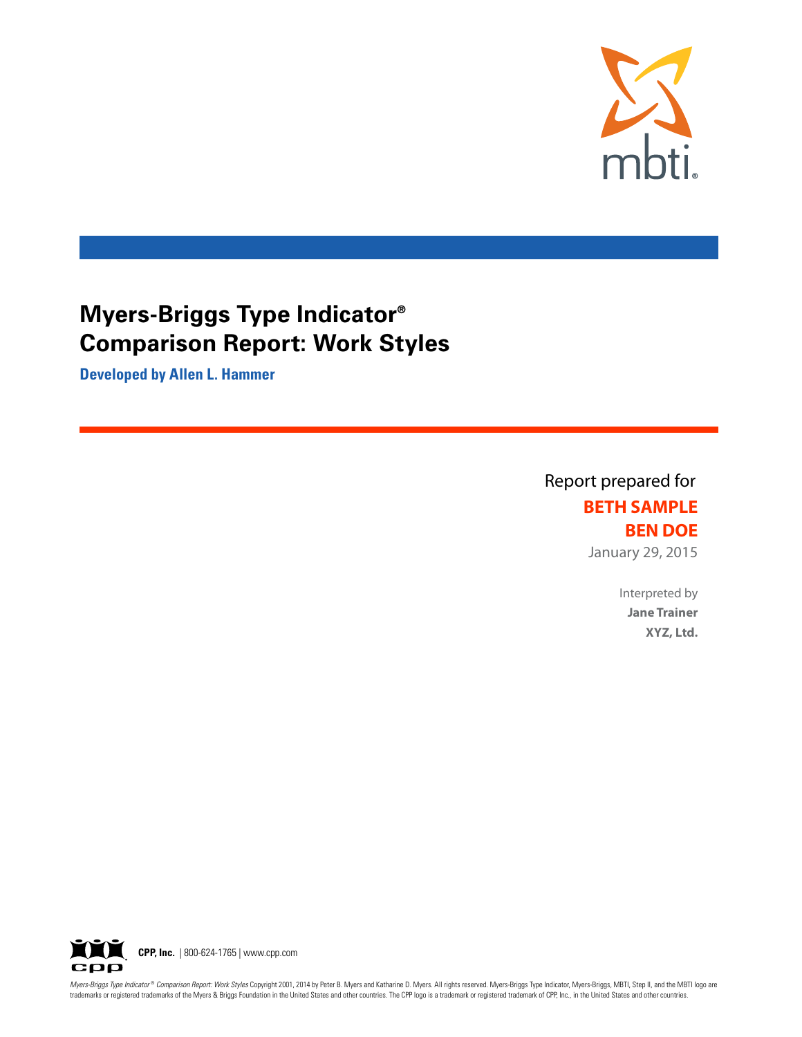# Myers-Briggs Type Indicator® Comparison Report: Work Styles

**Developed by Allen L. Hammer**

Report prepared for

**BETH SAMPLE**

**BEN DOE**

January 29, 2015

Interpreted by

**Jane Trainer**

**XYZ, Ltd.**

**CPP, Inc.** | 800-624-1765 | www.cpp.com

*Myers-Briggs Type Indicator® Comparison Report: Work Styles* Copyright 2001, 2014 by Peter B. Myers and Katharine D. Myers. All rights reserved. Myers-Briggs Type Indicator, Myers-Briggs, MBTI, Step II, and the MBTI logo are trademarks or registered trademarks of the Myers & Briggs Foundation in the United States and other countries. The CPP logo is a trademark or registered trademark of CPP, Inc., in the United States and other countries.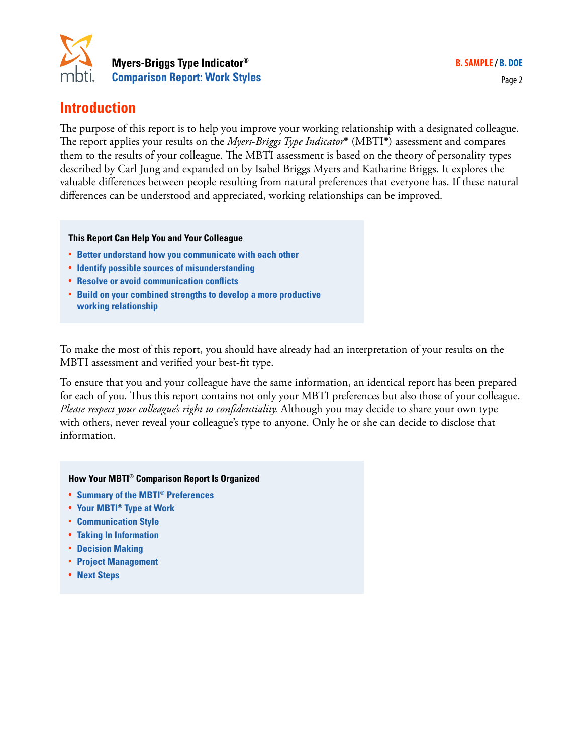# Introduction

The purpose of this report is to help you improve your working relationship with a designated colleague. The report applies your results on the *Myers-Briggs Type Indicator®* (MBTI®) assessment and compares them to the results of your colleague. The MBTI assessment is based on the theory of personality types described by Carl Jung and expanded on by Isabel Briggs Myers and Katharine Briggs. It explores the valuable differences between people resulting from natural preferences that everyone has. If these natural differences can be understood and appreciated, working relationships can be improved.

**This Report Can Help You and Your Colleague**

- **Better understand how you communicate with each other**
- **Identify possible sources of misunderstanding**
- **Resolve or avoid communication conflicts**
- **Build on your combined strengths to develop a more productive working relationship**

To make the most of this report, you should have already had an interpretation of your results on the MBTI assessment and verified your best-fit type.

To ensure that you and your colleague have the same information, an identical report has been prepared for each of you. Thus this report contains not only your MBTI preferences but also those of your colleague. *Please respect your colleague's right to confidentiality.* Although you may decide to share your own type with others, never reveal your colleague's type to anyone. Only he or she can decide to disclose that information.

**How Your MBTI® Comparison Report Is Organized**

- **Summary of the MBTI® Preferences**
- **Your MBTI® Type at Work**
- **Communication Style**
- **Taking In Information**
- **Decision Making**
- **Project Management**
- **Next Steps**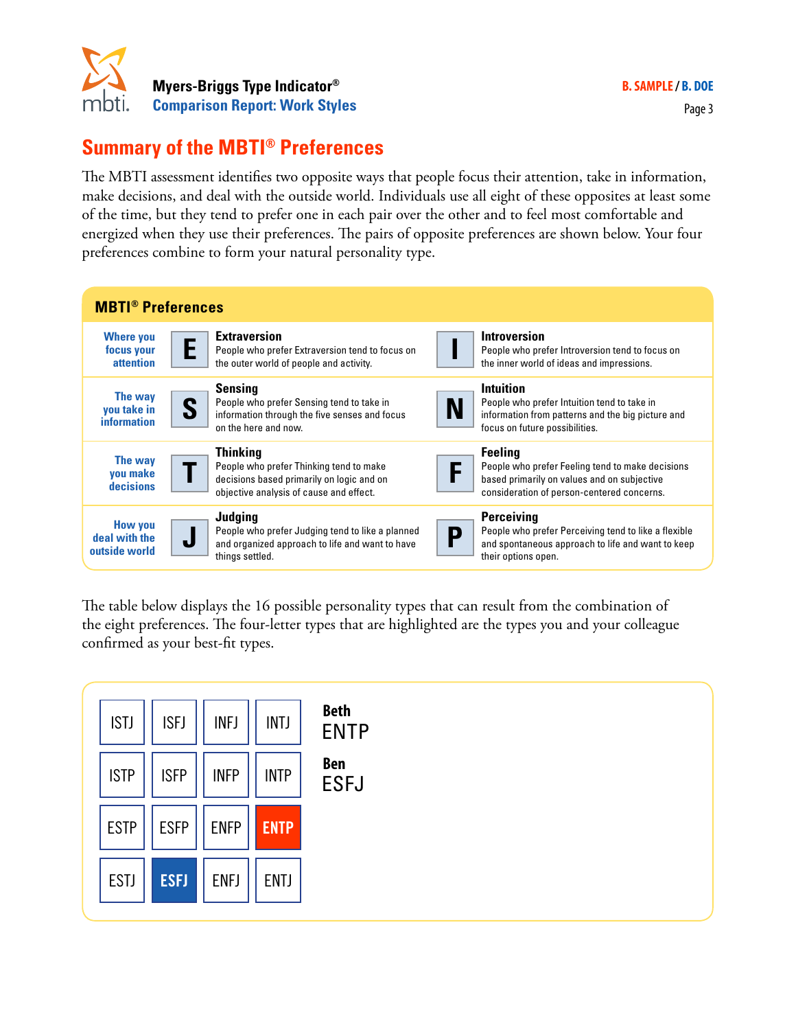## Summary of the MBTI® Preferences

The MBTI assessment identifies two opposite ways that people focus their attention, take in information, make decisions, and deal with the outside world. Individuals use all eight of these opposites at least some of the time, but they tend to prefer one in each pair over the other and to feel most comfortable and energized when they use their preferences. The pairs of opposite preferences are shown below. Your four preferences combine to form your natural personality type.

### MBTI® Preferences

| | | | | |
|---|---|---|---|---|
| **Where you focus your attention** | **E** | **Extraversion** People who prefer Extraversion tend to focus on the outer world of people and activity. | **I** | **Introversion** People who prefer Introversion tend to focus on the inner world of ideas and impressions. |
| **The way you take in information** | **S** | **Sensing** People who prefer Sensing tend to take in information through the five senses and focus on the here and now. | **N** | **Intuition** People who prefer Intuition tend to take in information from patterns and the big picture and focus on future possibilities. |
| **The way you make decisions** | **T** | **Thinking** People who prefer Thinking tend to make decisions based primarily on logic and on objective analysis of cause and effect. | **F** | **Feeling** People who prefer Feeling tend to make decisions based primarily on values and on subjective consideration of person-centered concerns. |
| **How you deal with the outside world** | **J** | **Judging** People who prefer Judging tend to like a planned and organized approach to life and want to have things settled. | **P** | **Perceiving** People who prefer Perceiving tend to like a flexible and spontaneous approach to life and want to keep their options open. |

The table below displays the 16 possible personality types that can result from the combination of the eight preferences. The four-letter types that are highlighted are the types you and your colleague confirmed as your best-fit types.

| | | | |
|---|---|---|---|
| ISTJ | ISFJ | INFJ | INTJ |
| ISTP | ISFP | INFP | INTP |
| ESTP | ESFP | ENFP | **ENTP** |
| ESTJ | **ESFJ** | ENFJ | ENTJ |

**Beth**
ENTP

**Ben**
ESFJ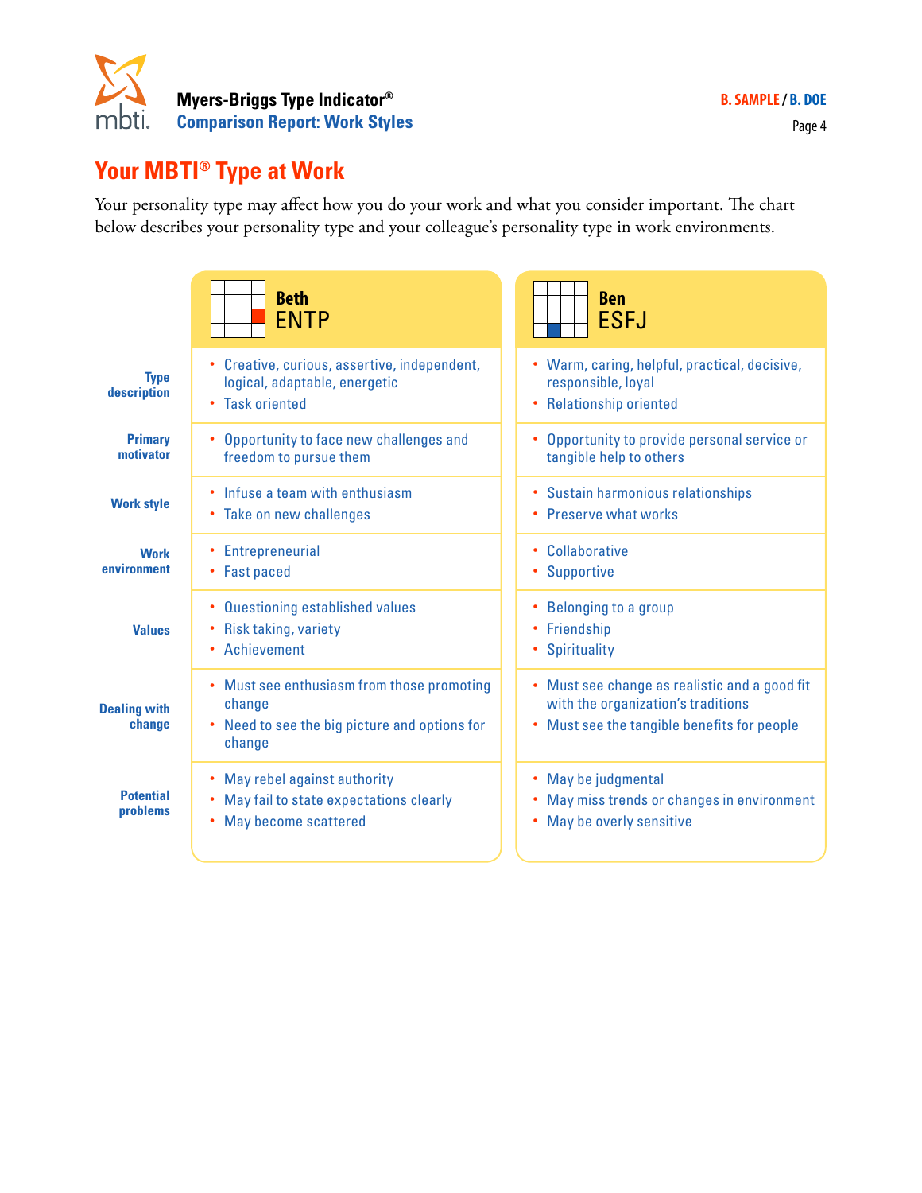## Your MBTI® Type at Work

Your personality type may affect how you do your work and what you consider important. The chart below describes your personality type and your colleague's personality type in work environments.

| | Beth ENTP | Ben ESFJ |
|---|---|---|
| **Type description** | • Creative, curious, assertive, independent, logical, adaptable, energetic<br>• Task oriented | • Warm, caring, helpful, practical, decisive, responsible, loyal<br>• Relationship oriented |
| **Primary motivator** | • Opportunity to face new challenges and freedom to pursue them | • Opportunity to provide personal service or tangible help to others |
| **Work style** | • Infuse a team with enthusiasm<br>• Take on new challenges | • Sustain harmonious relationships<br>• Preserve what works |
| **Work environment** | • Entrepreneurial<br>• Fast paced | • Collaborative<br>• Supportive |
| **Values** | • Questioning established values<br>• Risk taking, variety<br>• Achievement | • Belonging to a group<br>• Friendship<br>• Spirituality |
| **Dealing with change** | • Must see enthusiasm from those promoting change<br>• Need to see the big picture and options for change | • Must see change as realistic and a good fit with the organization's traditions<br>• Must see the tangible benefits for people |
| **Potential problems** | • May rebel against authority<br>• May fail to state expectations clearly<br>• May become scattered | • May be judgmental<br>• May miss trends or changes in environment<br>• May be overly sensitive |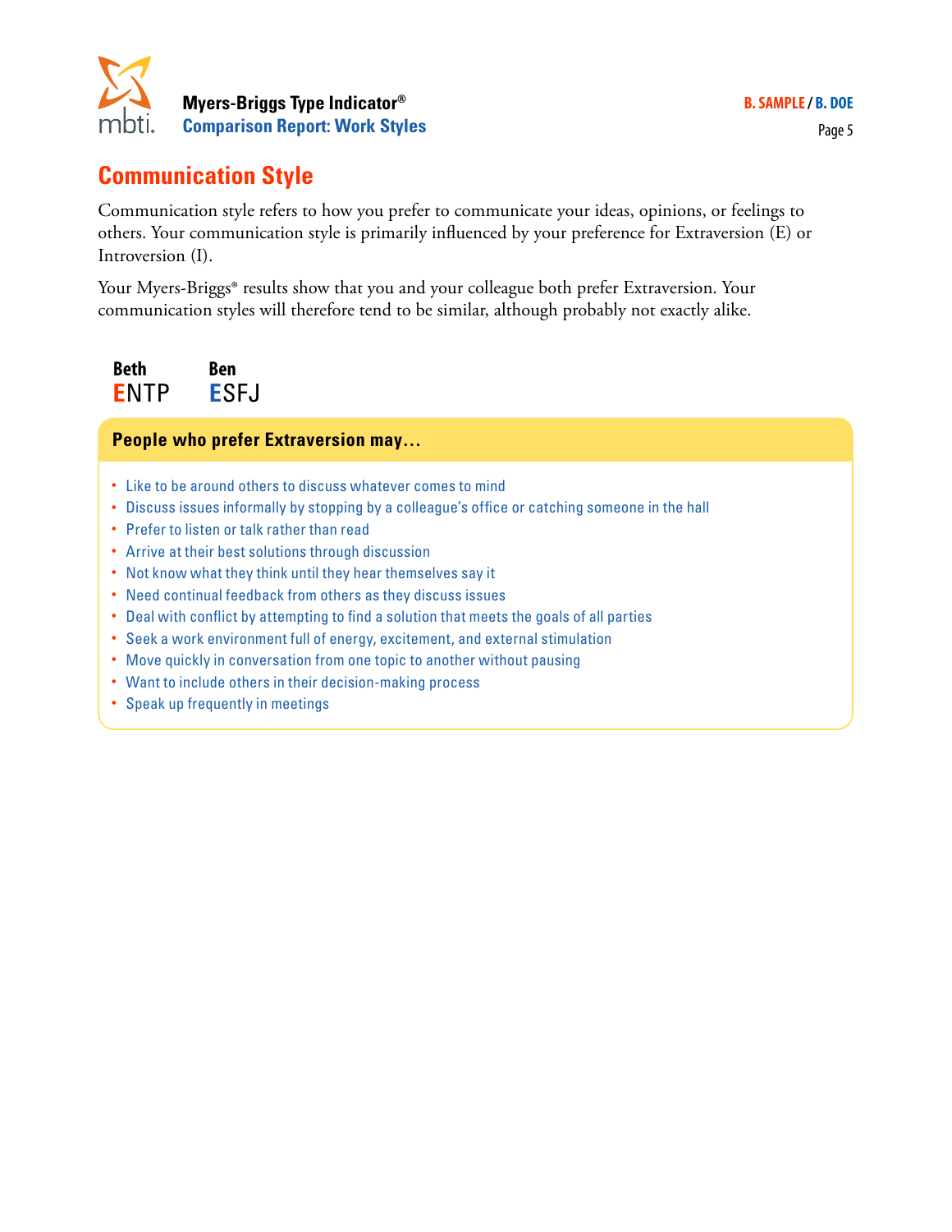## Communication Style

Communication style refers to how you prefer to communicate your ideas, opinions, or feelings to others. Your communication style is primarily influenced by your preference for Extraversion (E) or Introversion (I).

Your Myers-Briggs® results show that you and your colleague both prefer Extraversion. Your communication styles will therefore tend to be similar, although probably not exactly alike.

| Beth | Ben |
|---|---|
| **E**NTP | **E**SFJ |

**People who prefer Extraversion may…**

- Like to be around others to discuss whatever comes to mind
- Discuss issues informally by stopping by a colleague's office or catching someone in the hall
- Prefer to listen or talk rather than read
- Arrive at their best solutions through discussion
- Not know what they think until they hear themselves say it
- Need continual feedback from others as they discuss issues
- Deal with conflict by attempting to find a solution that meets the goals of all parties
- Seek a work environment full of energy, excitement, and external stimulation
- Move quickly in conversation from one topic to another without pausing
- Want to include others in their decision-making process
- Speak up frequently in meetings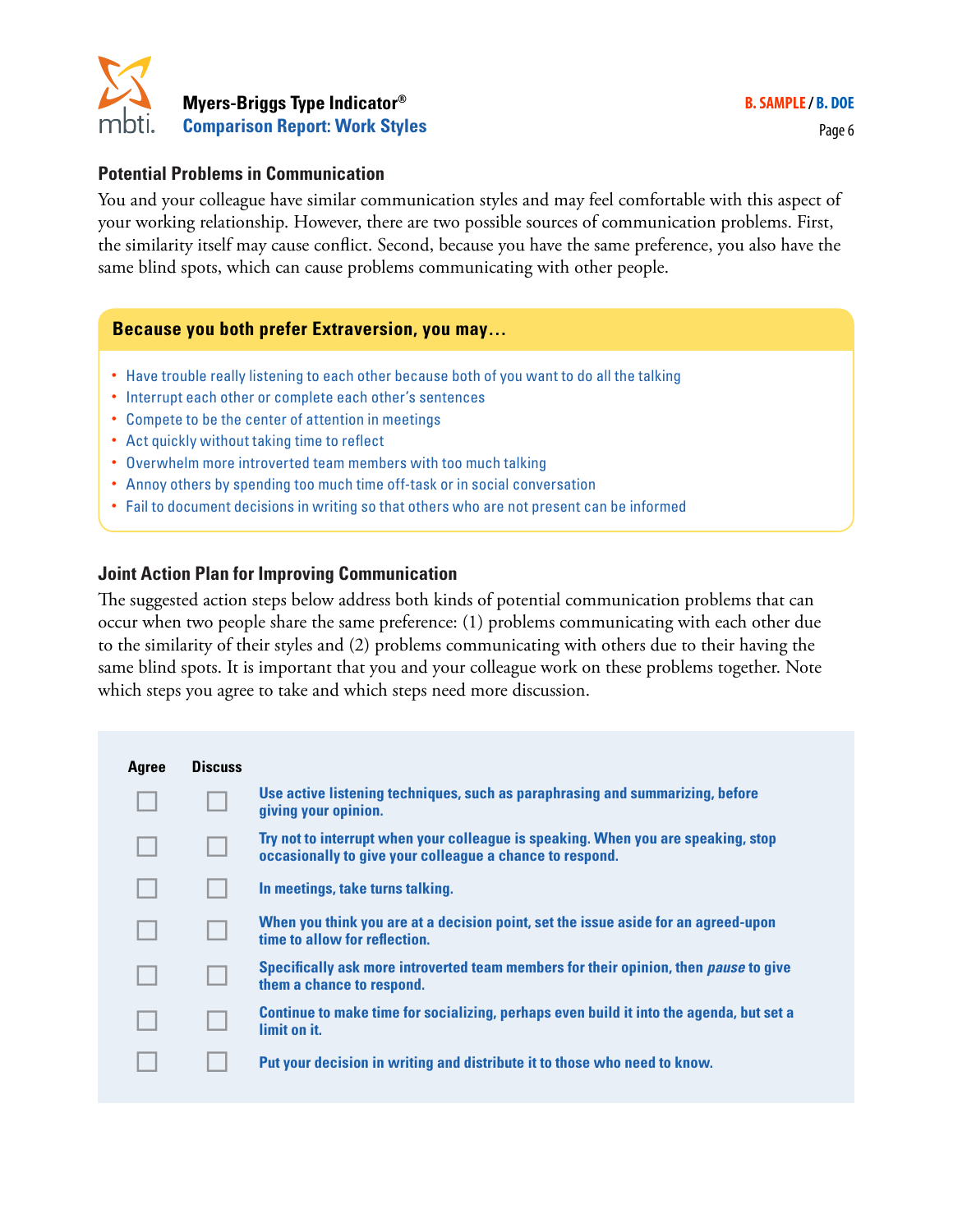## Potential Problems in Communication

You and your colleague have similar communication styles and may feel comfortable with this aspect of your working relationship. However, there are two possible sources of communication problems. First, the similarity itself may cause conflict. Second, because you have the same preference, you also have the same blind spots, which can cause problems communicating with other people.

### Because you both prefer Extraversion, you may…

- Have trouble really listening to each other because both of you want to do all the talking
- Interrupt each other or complete each other's sentences
- Compete to be the center of attention in meetings
- Act quickly without taking time to reflect
- Overwhelm more introverted team members with too much talking
- Annoy others by spending too much time off-task or in social conversation
- Fail to document decisions in writing so that others who are not present can be informed

## Joint Action Plan for Improving Communication

The suggested action steps below address both kinds of potential communication problems that can occur when two people share the same preference: (1) problems communicating with each other due to the similarity of their styles and (2) problems communicating with others due to their having the same blind spots. It is important that you and your colleague work on these problems together. Note which steps you agree to take and which steps need more discussion.

| Agree | Discuss | |
|---|---|---|
| ☐ | ☐ | **Use active listening techniques, such as paraphrasing and summarizing, before giving your opinion.** |
| ☐ | ☐ | **Try not to interrupt when your colleague is speaking. When you are speaking, stop occasionally to give your colleague a chance to respond.** |
| ☐ | ☐ | **In meetings, take turns talking.** |
| ☐ | ☐ | **When you think you are at a decision point, set the issue aside for an agreed-upon time to allow for reflection.** |
| ☐ | ☐ | **Specifically ask more introverted team members for their opinion, then *pause* to give them a chance to respond.** |
| ☐ | ☐ | **Continue to make time for socializing, perhaps even build it into the agenda, but set a limit on it.** |
| ☐ | ☐ | **Put your decision in writing and distribute it to those who need to know.** |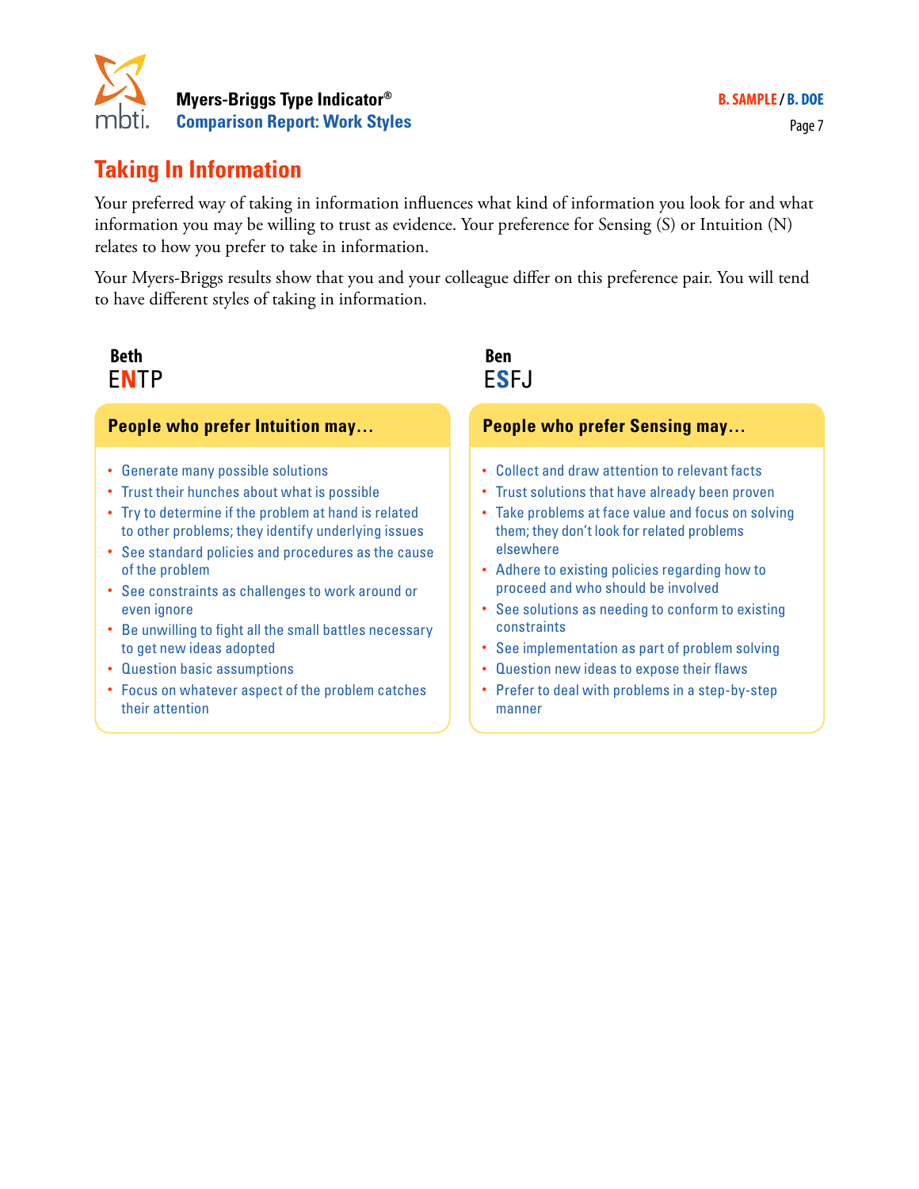## Taking In Information

Your preferred way of taking in information influences what kind of information you look for and what information you may be willing to trust as evidence. Your preference for Sensing (S) or Intuition (N) relates to how you prefer to take in information.

Your Myers-Briggs results show that you and your colleague differ on this preference pair. You will tend to have different styles of taking in information.

**Beth**
ENTP

### People who prefer Intuition may…

- Generate many possible solutions
- Trust their hunches about what is possible
- Try to determine if the problem at hand is related to other problems; they identify underlying issues
- See standard policies and procedures as the cause of the problem
- See constraints as challenges to work around or even ignore
- Be unwilling to fight all the small battles necessary to get new ideas adopted
- Question basic assumptions
- Focus on whatever aspect of the problem catches their attention

**Ben**
ESFJ

### People who prefer Sensing may…

- Collect and draw attention to relevant facts
- Trust solutions that have already been proven
- Take problems at face value and focus on solving them; they don't look for related problems elsewhere
- Adhere to existing policies regarding how to proceed and who should be involved
- See solutions as needing to conform to existing constraints
- See implementation as part of problem solving
- Question new ideas to expose their flaws
- Prefer to deal with problems in a step-by-step manner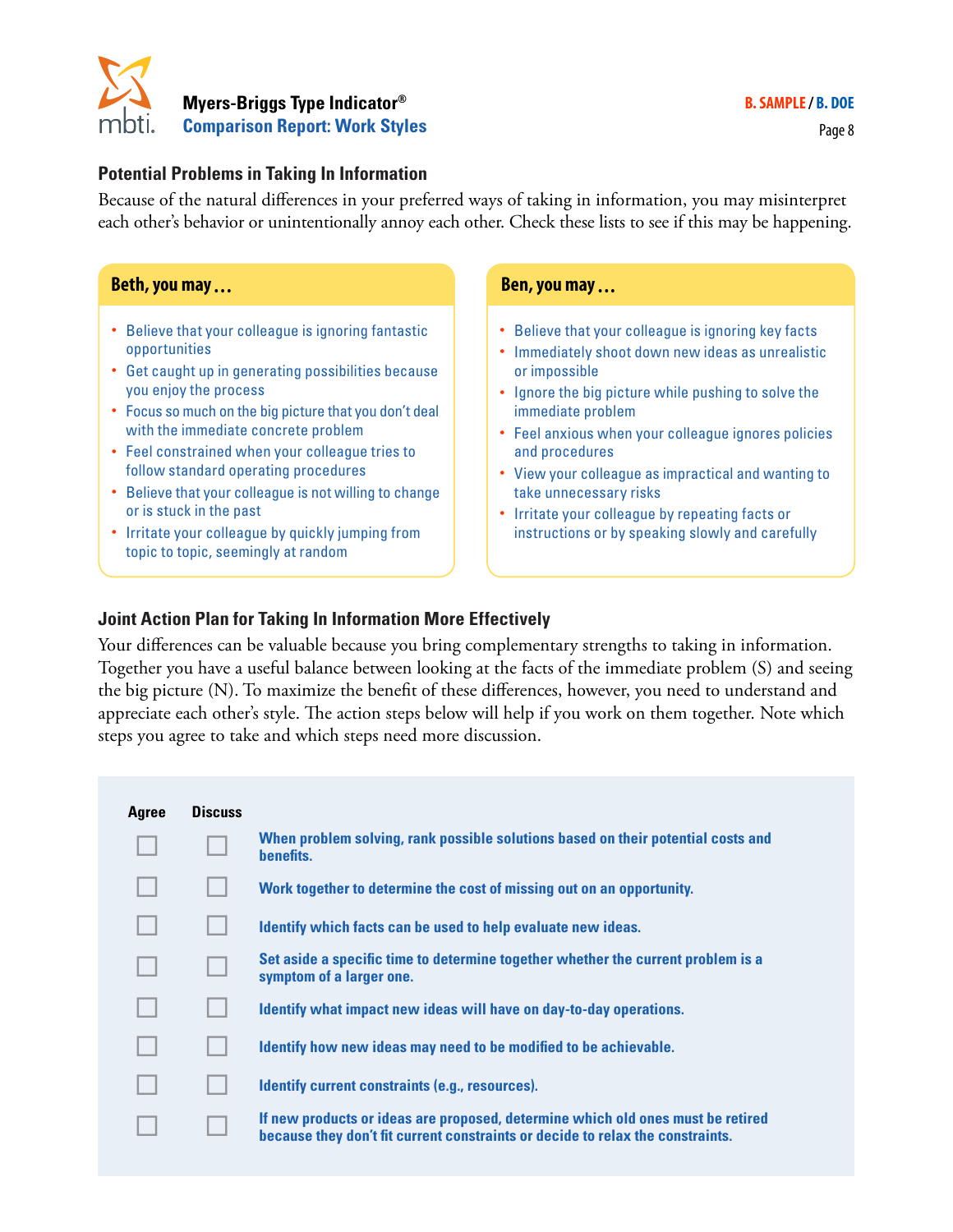## Potential Problems in Taking In Information

Because of the natural differences in your preferred ways of taking in information, you may misinterpret each other's behavior or unintentionally annoy each other. Check these lists to see if this may be happening.

### Beth, you may . . .

- Believe that your colleague is ignoring fantastic opportunities
- Get caught up in generating possibilities because you enjoy the process
- Focus so much on the big picture that you don't deal with the immediate concrete problem
- Feel constrained when your colleague tries to follow standard operating procedures
- Believe that your colleague is not willing to change or is stuck in the past
- Irritate your colleague by quickly jumping from topic to topic, seemingly at random

### Ben, you may . . .

- Believe that your colleague is ignoring key facts
- Immediately shoot down new ideas as unrealistic or impossible
- Ignore the big picture while pushing to solve the immediate problem
- Feel anxious when your colleague ignores policies and procedures
- View your colleague as impractical and wanting to take unnecessary risks
- Irritate your colleague by repeating facts or instructions or by speaking slowly and carefully

## Joint Action Plan for Taking In Information More Effectively

Your differences can be valuable because you bring complementary strengths to taking in information. Together you have a useful balance between looking at the facts of the immediate problem (S) and seeing the big picture (N). To maximize the benefit of these differences, however, you need to understand and appreciate each other's style. The action steps below will help if you work on them together. Note which steps you agree to take and which steps need more discussion.

| Agree | Discuss | |
|---|---|---|
| ☐ | ☐ | **When problem solving, rank possible solutions based on their potential costs and benefits.** |
| ☐ | ☐ | **Work together to determine the cost of missing out on an opportunity.** |
| ☐ | ☐ | **Identify which facts can be used to help evaluate new ideas.** |
| ☐ | ☐ | **Set aside a specific time to determine together whether the current problem is a symptom of a larger one.** |
| ☐ | ☐ | **Identify what impact new ideas will have on day-to-day operations.** |
| ☐ | ☐ | **Identify how new ideas may need to be modified to be achievable.** |
| ☐ | ☐ | **Identify current constraints (e.g., resources).** |
| ☐ | ☐ | **If new products or ideas are proposed, determine which old ones must be retired because they don't fit current constraints or decide to relax the constraints.** |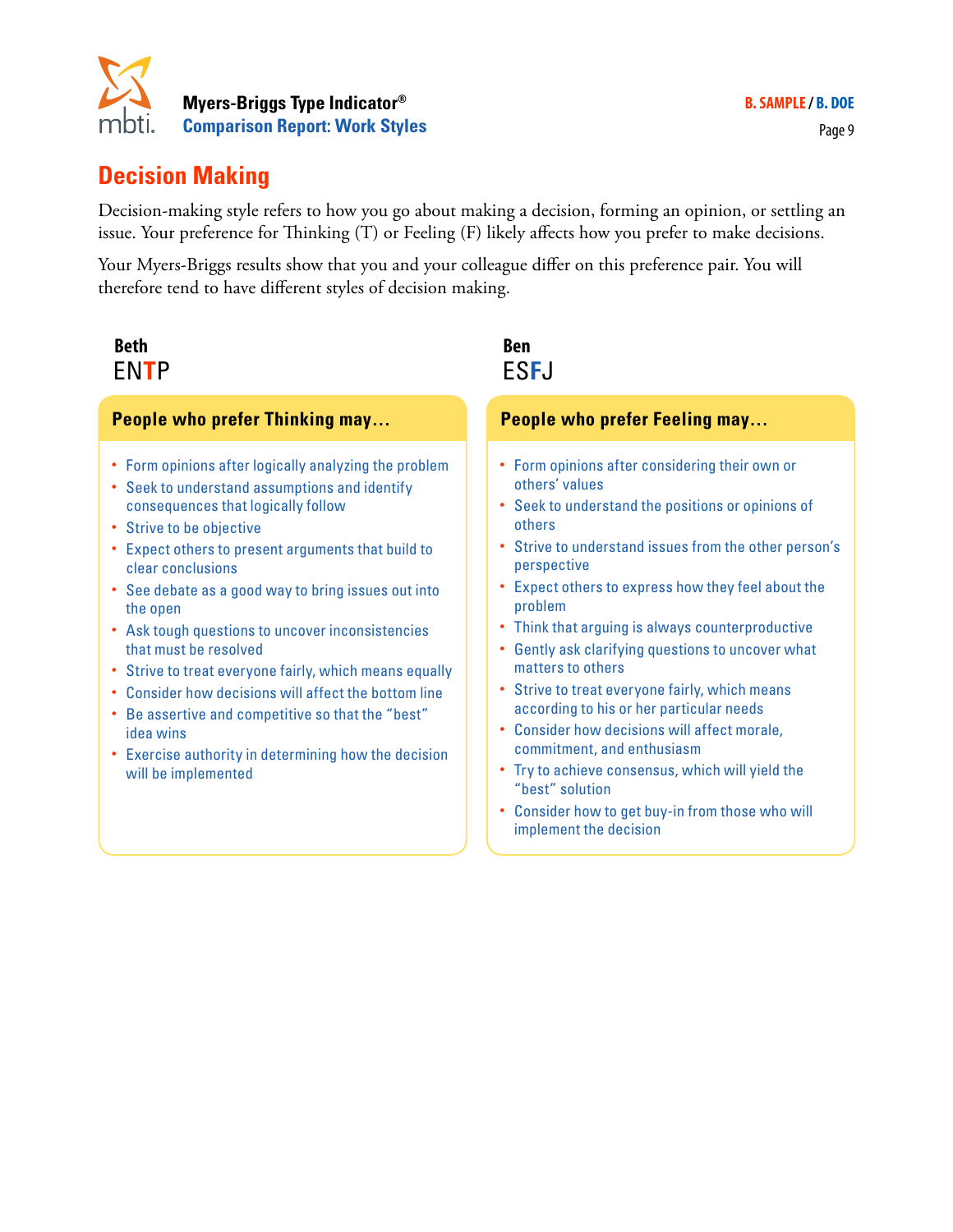# Decision Making

Decision-making style refers to how you go about making a decision, forming an opinion, or settling an issue. Your preference for Thinking (T) or Feeling (F) likely affects how you prefer to make decisions.

Your Myers-Briggs results show that you and your colleague differ on this preference pair. You will therefore tend to have different styles of decision making.

**Beth**
ENTP

**People who prefer Thinking may…**

- Form opinions after logically analyzing the problem
- Seek to understand assumptions and identify consequences that logically follow
- Strive to be objective
- Expect others to present arguments that build to clear conclusions
- See debate as a good way to bring issues out into the open
- Ask tough questions to uncover inconsistencies that must be resolved
- Strive to treat everyone fairly, which means equally
- Consider how decisions will affect the bottom line
- Be assertive and competitive so that the "best" idea wins
- Exercise authority in determining how the decision will be implemented

**Ben**
ESFJ

**People who prefer Feeling may…**

- Form opinions after considering their own or others' values
- Seek to understand the positions or opinions of others
- Strive to understand issues from the other person's perspective
- Expect others to express how they feel about the problem
- Think that arguing is always counterproductive
- Gently ask clarifying questions to uncover what matters to others
- Strive to treat everyone fairly, which means according to his or her particular needs
- Consider how decisions will affect morale, commitment, and enthusiasm
- Try to achieve consensus, which will yield the "best" solution
- Consider how to get buy-in from those who will implement the decision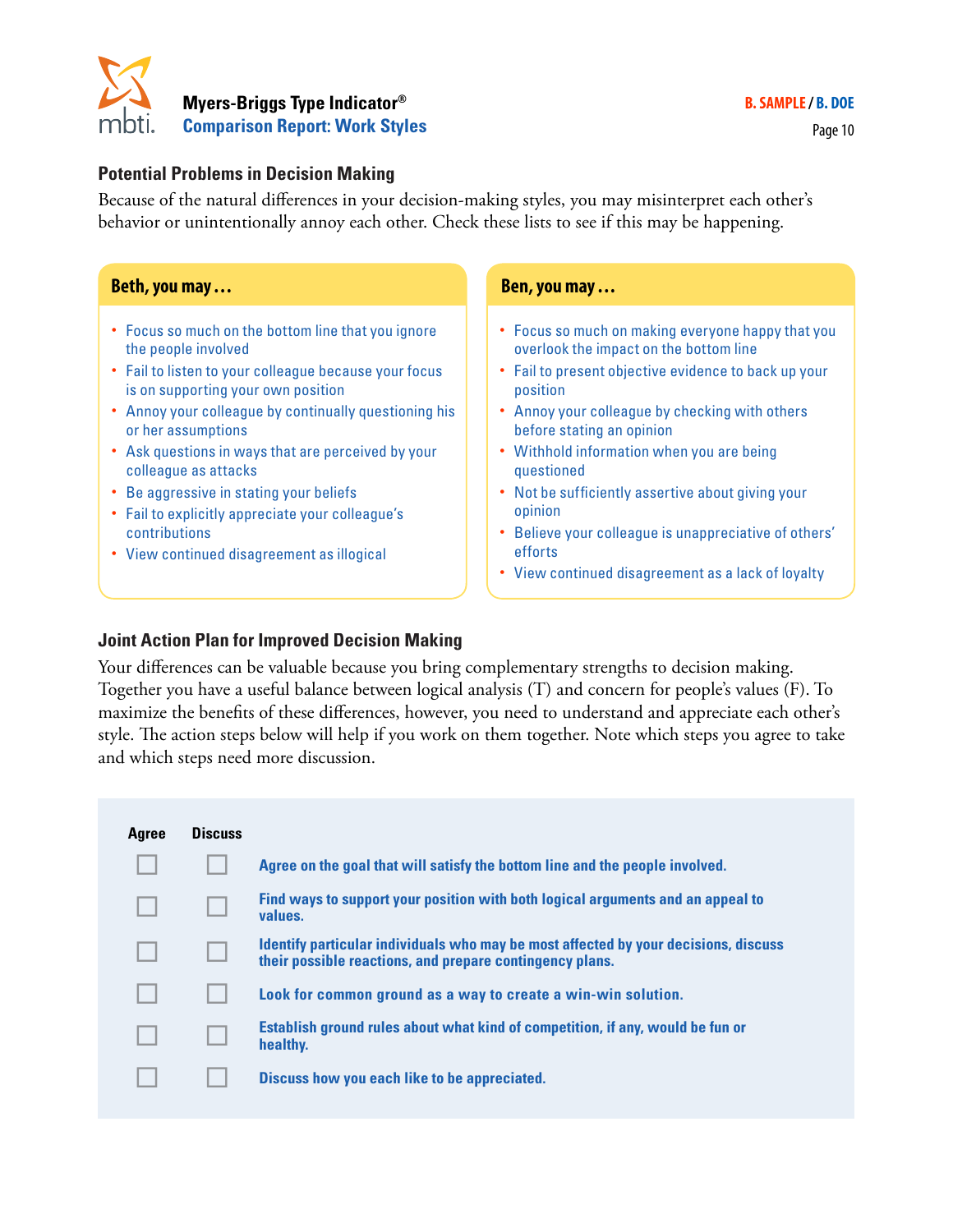## Potential Problems in Decision Making

Because of the natural differences in your decision-making styles, you may misinterpret each other's behavior or unintentionally annoy each other. Check these lists to see if this may be happening.

### Beth, you may . . .

- Focus so much on the bottom line that you ignore the people involved
- Fail to listen to your colleague because your focus is on supporting your own position
- Annoy your colleague by continually questioning his or her assumptions
- Ask questions in ways that are perceived by your colleague as attacks
- Be aggressive in stating your beliefs
- Fail to explicitly appreciate your colleague's contributions
- View continued disagreement as illogical

### Ben, you may . . .

- Focus so much on making everyone happy that you overlook the impact on the bottom line
- Fail to present objective evidence to back up your position
- Annoy your colleague by checking with others before stating an opinion
- Withhold information when you are being questioned
- Not be sufficiently assertive about giving your opinion
- Believe your colleague is unappreciative of others' efforts
- View continued disagreement as a lack of loyalty

## Joint Action Plan for Improved Decision Making

Your differences can be valuable because you bring complementary strengths to decision making. Together you have a useful balance between logical analysis (T) and concern for people's values (F). To maximize the benefits of these differences, however, you need to understand and appreciate each other's style. The action steps below will help if you work on them together. Note which steps you agree to take and which steps need more discussion.

| Agree | Discuss | |
|---|---|---|
| ☐ | ☐ | **Agree on the goal that will satisfy the bottom line and the people involved.** |
| ☐ | ☐ | **Find ways to support your position with both logical arguments and an appeal to values.** |
| ☐ | ☐ | **Identify particular individuals who may be most affected by your decisions, discuss their possible reactions, and prepare contingency plans.** |
| ☐ | ☐ | **Look for common ground as a way to create a win-win solution.** |
| ☐ | ☐ | **Establish ground rules about what kind of competition, if any, would be fun or healthy.** |
| ☐ | ☐ | **Discuss how you each like to be appreciated.** |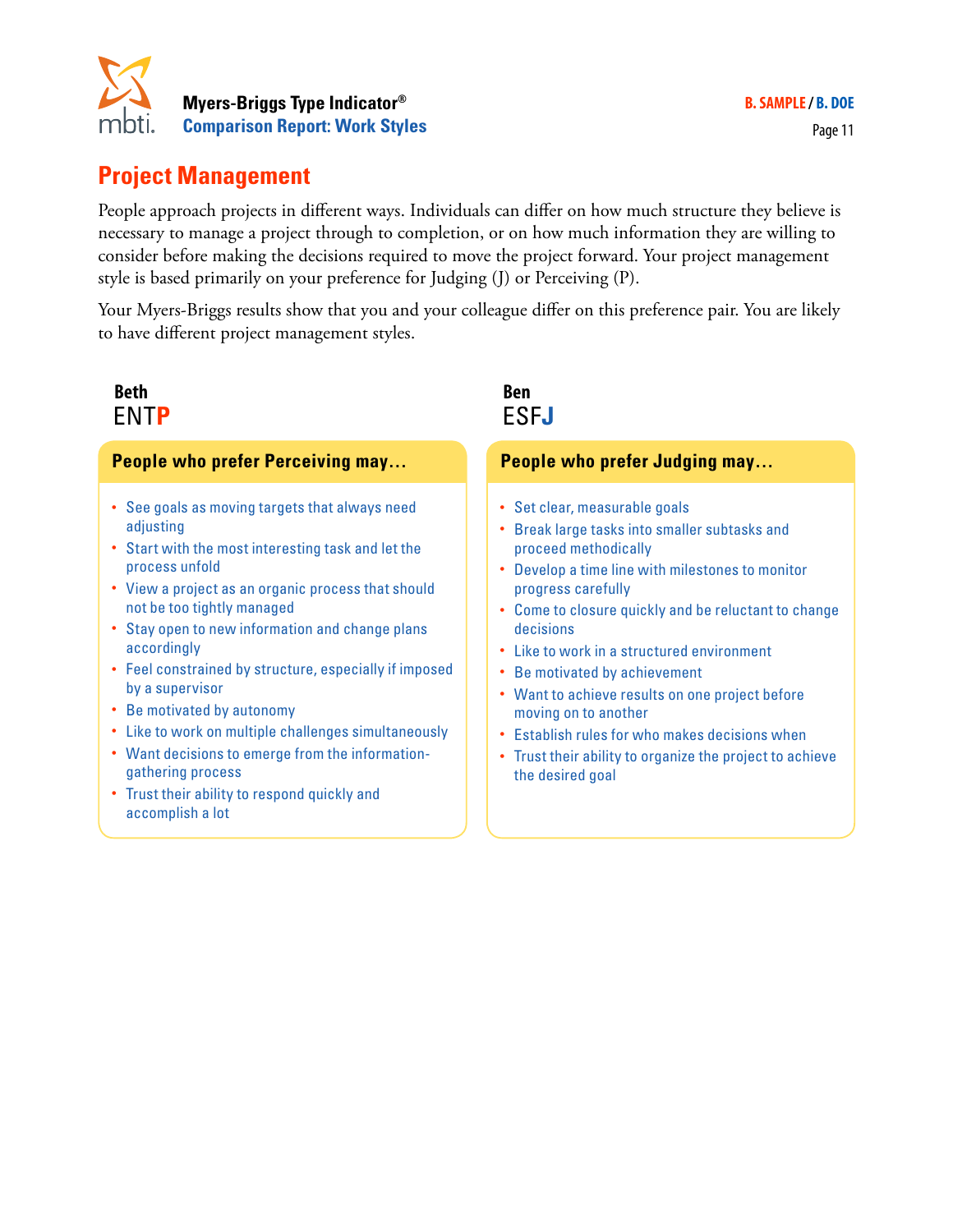## Project Management

People approach projects in different ways. Individuals can differ on how much structure they believe is necessary to manage a project through to completion, or on how much information they are willing to consider before making the decisions required to move the project forward. Your project management style is based primarily on your preference for Judging (J) or Perceiving (P).

Your Myers-Briggs results show that you and your colleague differ on this preference pair. You are likely to have different project management styles.

**Beth**
ENT**P**

**People who prefer Perceiving may…**

- See goals as moving targets that always need adjusting
- Start with the most interesting task and let the process unfold
- View a project as an organic process that should not be too tightly managed
- Stay open to new information and change plans accordingly
- Feel constrained by structure, especially if imposed by a supervisor
- Be motivated by autonomy
- Like to work on multiple challenges simultaneously
- Want decisions to emerge from the information-gathering process
- Trust their ability to respond quickly and accomplish a lot

**Ben**
ESF**J**

**People who prefer Judging may…**

- Set clear, measurable goals
- Break large tasks into smaller subtasks and proceed methodically
- Develop a time line with milestones to monitor progress carefully
- Come to closure quickly and be reluctant to change decisions
- Like to work in a structured environment
- Be motivated by achievement
- Want to achieve results on one project before moving on to another
- Establish rules for who makes decisions when
- Trust their ability to organize the project to achieve the desired goal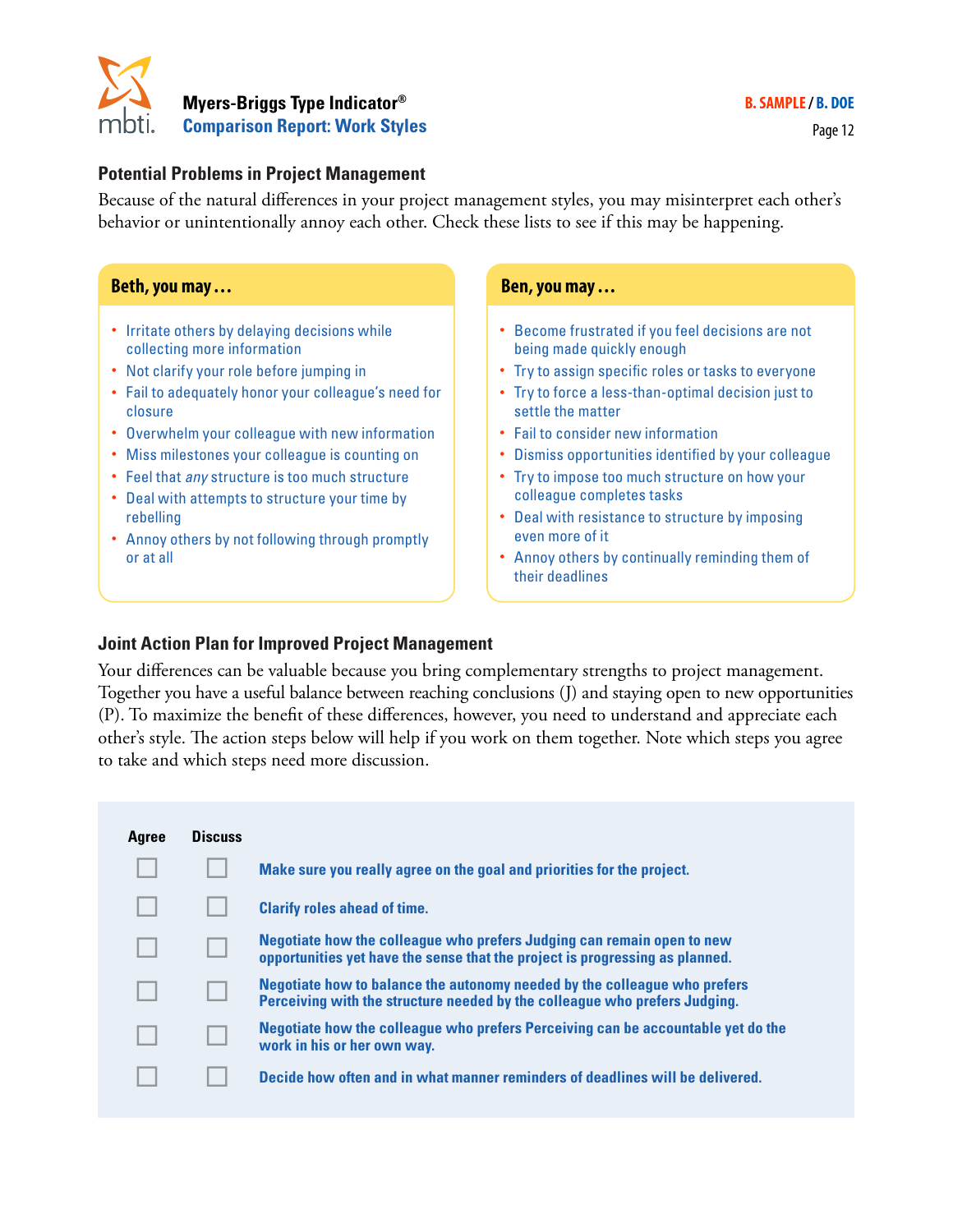## Potential Problems in Project Management

Because of the natural differences in your project management styles, you may misinterpret each other's behavior or unintentionally annoy each other. Check these lists to see if this may be happening.

### Beth, you may …

- Irritate others by delaying decisions while collecting more information
- Not clarify your role before jumping in
- Fail to adequately honor your colleague's need for closure
- Overwhelm your colleague with new information
- Miss milestones your colleague is counting on
- Feel that *any* structure is too much structure
- Deal with attempts to structure your time by rebelling
- Annoy others by not following through promptly or at all

### Ben, you may …

- Become frustrated if you feel decisions are not being made quickly enough
- Try to assign specific roles or tasks to everyone
- Try to force a less-than-optimal decision just to settle the matter
- Fail to consider new information
- Dismiss opportunities identified by your colleague
- Try to impose too much structure on how your colleague completes tasks
- Deal with resistance to structure by imposing even more of it
- Annoy others by continually reminding them of their deadlines

## Joint Action Plan for Improved Project Management

Your differences can be valuable because you bring complementary strengths to project management. Together you have a useful balance between reaching conclusions (J) and staying open to new opportunities (P). To maximize the benefit of these differences, however, you need to understand and appreciate each other's style. The action steps below will help if you work on them together. Note which steps you agree to take and which steps need more discussion.

| Agree | Discuss | |
|---|---|---|
| ☐ | ☐ | **Make sure you really agree on the goal and priorities for the project.** |
| ☐ | ☐ | **Clarify roles ahead of time.** |
| ☐ | ☐ | **Negotiate how the colleague who prefers Judging can remain open to new opportunities yet have the sense that the project is progressing as planned.** |
| ☐ | ☐ | **Negotiate how to balance the autonomy needed by the colleague who prefers Perceiving with the structure needed by the colleague who prefers Judging.** |
| ☐ | ☐ | **Negotiate how the colleague who prefers Perceiving can be accountable yet do the work in his or her own way.** |
| ☐ | ☐ | **Decide how often and in what manner reminders of deadlines will be delivered.** |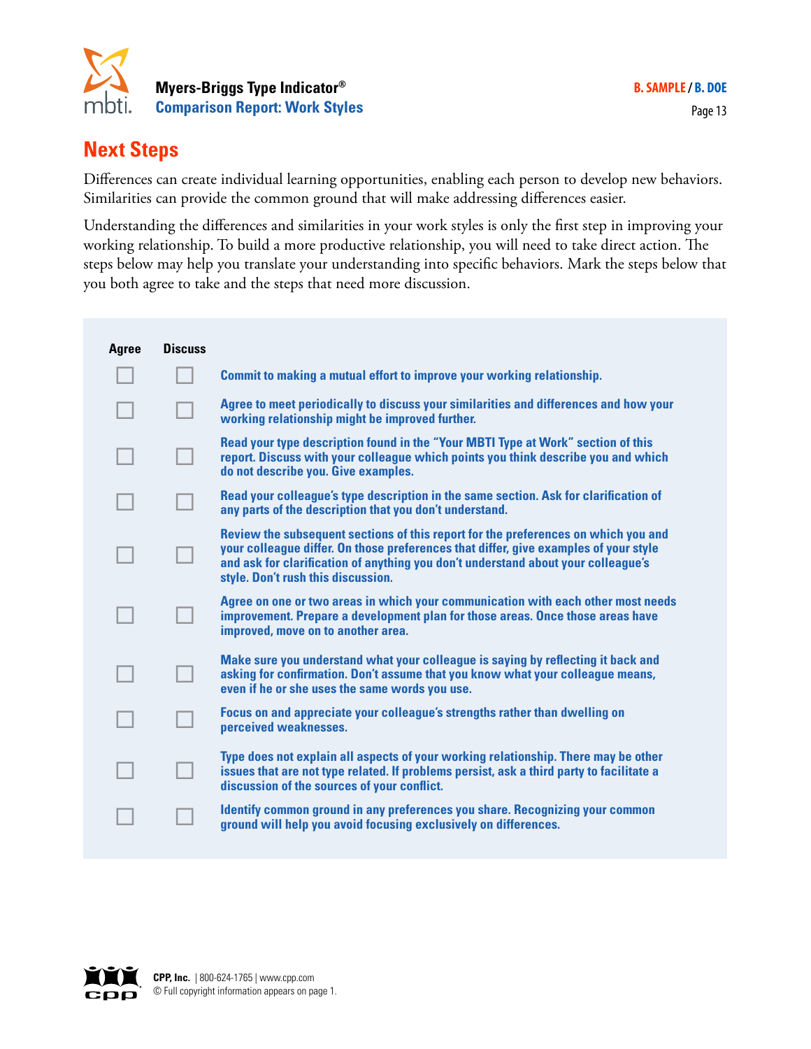## Next Steps

Differences can create individual learning opportunities, enabling each person to develop new behaviors. Similarities can provide the common ground that will make addressing differences easier.

Understanding the differences and similarities in your work styles is only the first step in improving your working relationship. To build a more productive relationship, you will need to take direct action. The steps below may help you translate your understanding into specific behaviors. Mark the steps below that you both agree to take and the steps that need more discussion.

| Agree | Discuss | |
|---|---|---|
| ☐ | ☐ | **Commit to making a mutual effort to improve your working relationship.** |
| ☐ | ☐ | **Agree to meet periodically to discuss your similarities and differences and how your working relationship might be improved further.** |
| ☐ | ☐ | **Read your type description found in the "Your MBTI Type at Work" section of this report. Discuss with your colleague which points you think describe you and which do not describe you. Give examples.** |
| ☐ | ☐ | **Read your colleague's type description in the same section. Ask for clarification of any parts of the description that you don't understand.** |
| ☐ | ☐ | **Review the subsequent sections of this report for the preferences on which you and your colleague differ. On those preferences that differ, give examples of your style and ask for clarification of anything you don't understand about your colleague's style. Don't rush this discussion.** |
| ☐ | ☐ | **Agree on one or two areas in which your communication with each other most needs improvement. Prepare a development plan for those areas. Once those areas have improved, move on to another area.** |
| ☐ | ☐ | **Make sure you understand what your colleague is saying by reflecting it back and asking for confirmation. Don't assume that you know what your colleague means, even if he or she uses the same words you use.** |
| ☐ | ☐ | **Focus on and appreciate your colleague's strengths rather than dwelling on perceived weaknesses.** |
| ☐ | ☐ | **Type does not explain all aspects of your working relationship. There may be other issues that are not type related. If problems persist, ask a third party to facilitate a discussion of the sources of your conflict.** |
| ☐ | ☐ | **Identify common ground in any preferences you share. Recognizing your common ground will help you avoid focusing exclusively on differences.** |

**CPP, Inc.** | 800-624-1765 | www.cpp.com
© Full copyright information appears on page 1.